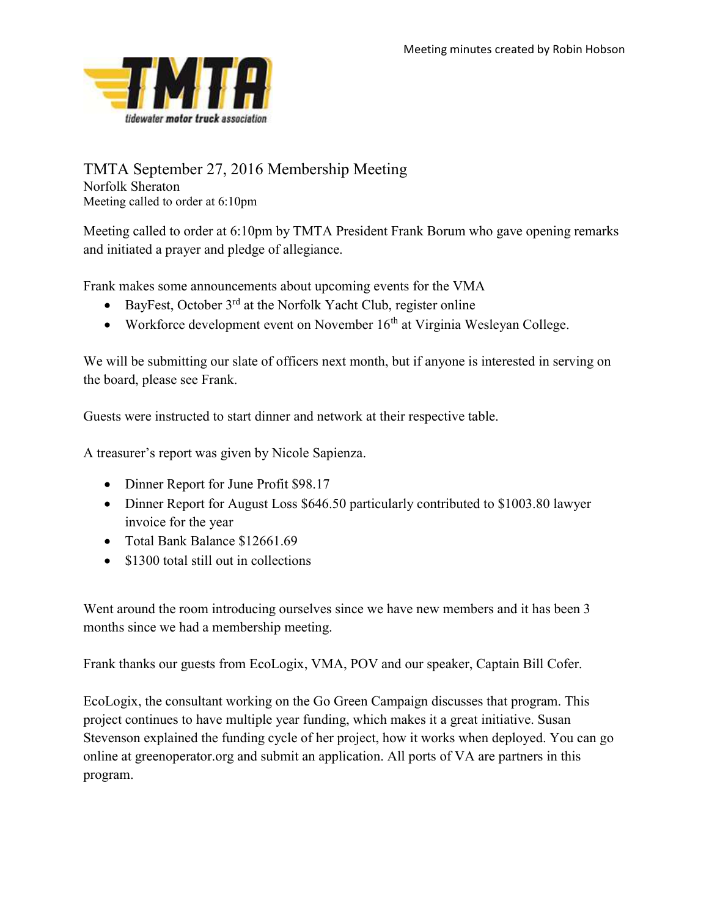Meeting minutes created by Robin Hobson

# TMTA September 27, 2016 Membership Meeting

Norfolk Sheraton
Meeting called to order at 6:10pm

Meeting called to order at 6:10pm by TMTA President Frank Borum who gave opening remarks and initiated a prayer and pledge of allegiance.

Frank makes some announcements about upcoming events for the VMA

- BayFest, October 3rd at the Norfolk Yacht Club, register online
- Workforce development event on November 16th at Virginia Wesleyan College.

We will be submitting our slate of officers next month, but if anyone is interested in serving on the board, please see Frank.

Guests were instructed to start dinner and network at their respective table.

A treasurer's report was given by Nicole Sapienza.

- Dinner Report for June Profit $98.17
- Dinner Report for August Loss $646.50 particularly contributed to $1003.80 lawyer invoice for the year
- Total Bank Balance $12661.69
- $1300 total still out in collections

Went around the room introducing ourselves since we have new members and it has been 3 months since we had a membership meeting.

Frank thanks our guests from EcoLogix, VMA, POV and our speaker, Captain Bill Cofer.

EcoLogix, the consultant working on the Go Green Campaign discusses that program. This project continues to have multiple year funding, which makes it a great initiative. Susan Stevenson explained the funding cycle of her project, how it works when deployed. You can go online at greenoperator.org and submit an application. All ports of VA are partners in this program.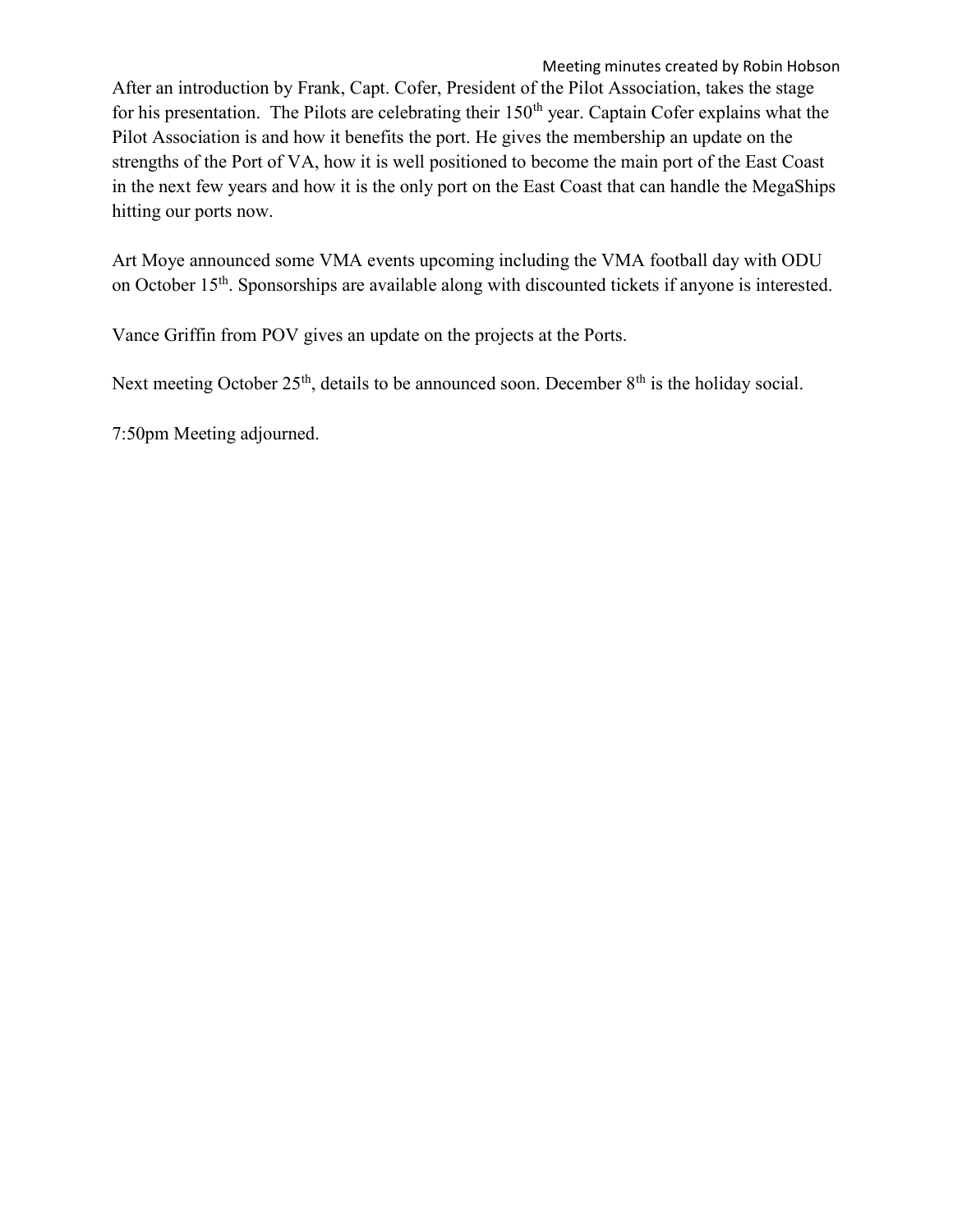After an introduction by Frank, Capt. Cofer, President of the Pilot Association, takes the stage for his presentation. The Pilots are celebrating their 150th year. Captain Cofer explains what the Pilot Association is and how it benefits the port. He gives the membership an update on the strengths of the Port of VA, how it is well positioned to become the main port of the East Coast in the next few years and how it is the only port on the East Coast that can handle the MegaShips hitting our ports now.

Art Moye announced some VMA events upcoming including the VMA football day with ODU on October 15th. Sponsorships are available along with discounted tickets if anyone is interested.

Vance Griffin from POV gives an update on the projects at the Ports.

Next meeting October 25th, details to be announced soon. December 8th is the holiday social.

7:50pm Meeting adjourned.